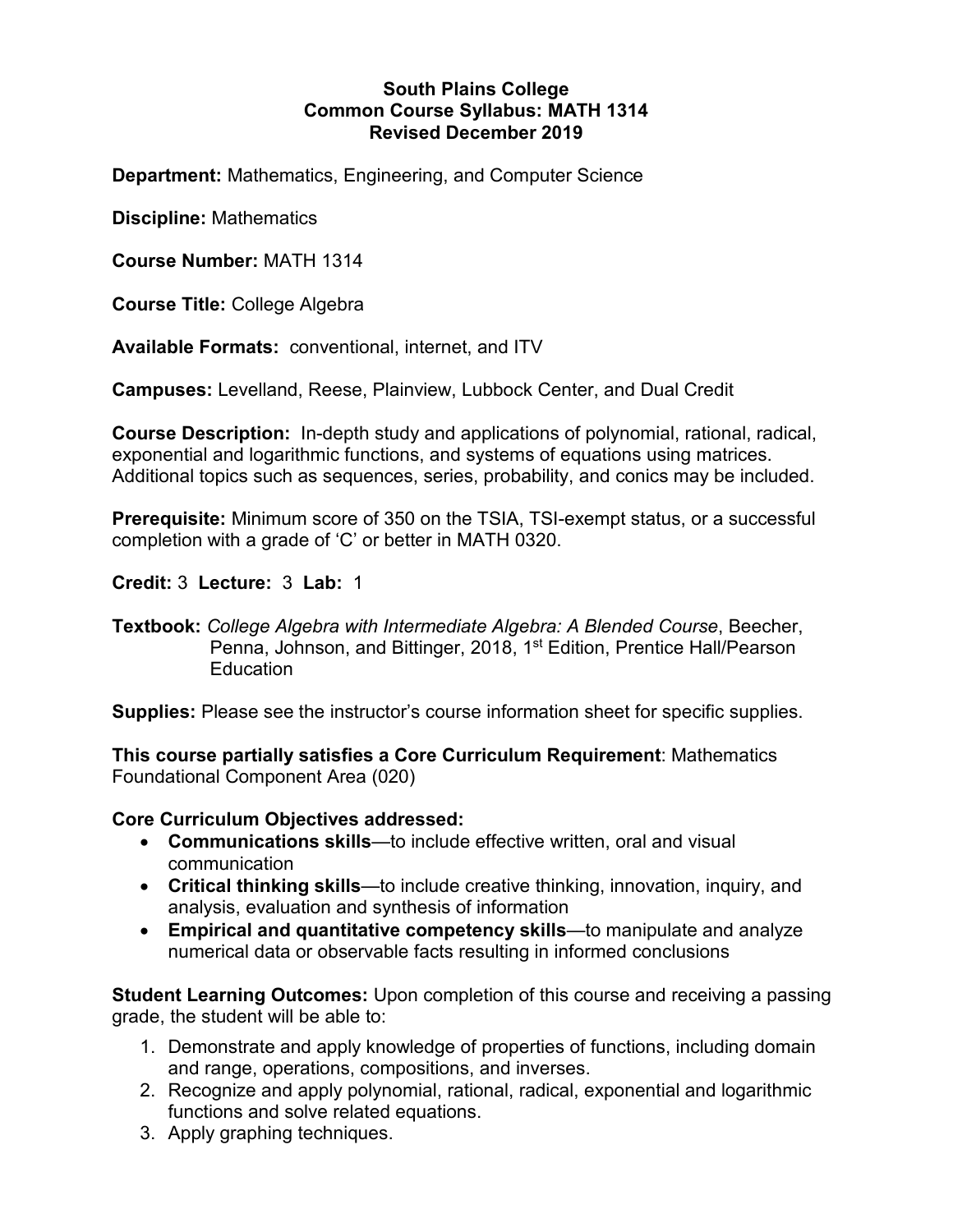**South Plains College**
**Common Course Syllabus: MATH 1314**
**Revised December 2019**

**Department:** Mathematics, Engineering, and Computer Science

**Discipline:** Mathematics

**Course Number:** MATH 1314

**Course Title:** College Algebra

**Available Formats:** conventional, internet, and ITV

**Campuses:** Levelland, Reese, Plainview, Lubbock Center, and Dual Credit

**Course Description:** In-depth study and applications of polynomial, rational, radical, exponential and logarithmic functions, and systems of equations using matrices. Additional topics such as sequences, series, probability, and conics may be included.

**Prerequisite:** Minimum score of 350 on the TSIA, TSI-exempt status, or a successful completion with a grade of 'C' or better in MATH 0320.

**Credit:** 3 **Lecture:** 3 **Lab:** 1

**Textbook:** *College Algebra with Intermediate Algebra: A Blended Course*, Beecher, Penna, Johnson, and Bittinger, 2018, 1st Edition, Prentice Hall/Pearson Education

**Supplies:** Please see the instructor's course information sheet for specific supplies.

**This course partially satisfies a Core Curriculum Requirement**: Mathematics Foundational Component Area (020)

**Core Curriculum Objectives addressed:**

- **Communications skills**—to include effective written, oral and visual communication
- **Critical thinking skills**—to include creative thinking, innovation, inquiry, and analysis, evaluation and synthesis of information
- **Empirical and quantitative competency skills**—to manipulate and analyze numerical data or observable facts resulting in informed conclusions

**Student Learning Outcomes:** Upon completion of this course and receiving a passing grade, the student will be able to:

1. Demonstrate and apply knowledge of properties of functions, including domain and range, operations, compositions, and inverses.
2. Recognize and apply polynomial, rational, radical, exponential and logarithmic functions and solve related equations.
3. Apply graphing techniques.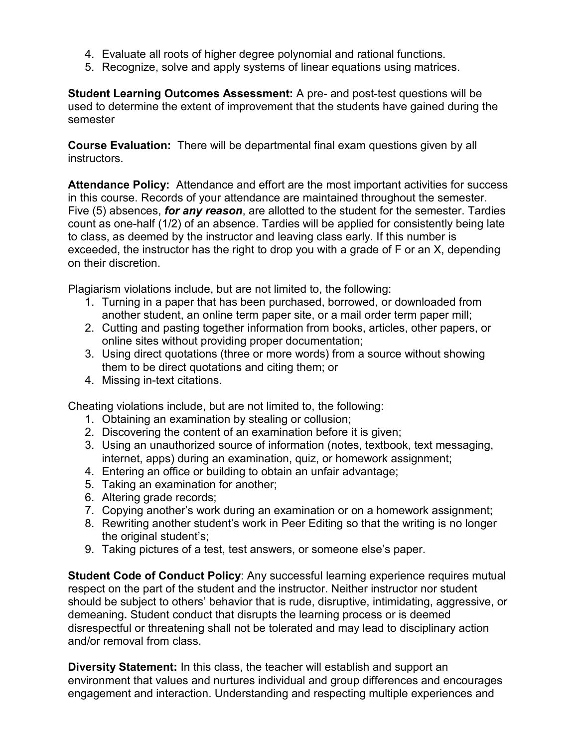4. Evaluate all roots of higher degree polynomial and rational functions.
5. Recognize, solve and apply systems of linear equations using matrices.

**Student Learning Outcomes Assessment:** A pre- and post-test questions will be used to determine the extent of improvement that the students have gained during the semester

**Course Evaluation:** There will be departmental final exam questions given by all instructors.

**Attendance Policy:** Attendance and effort are the most important activities for success in this course. Records of your attendance are maintained throughout the semester. Five (5) absences, ***for any reason***, are allotted to the student for the semester. Tardies count as one-half (1/2) of an absence. Tardies will be applied for consistently being late to class, as deemed by the instructor and leaving class early. If this number is exceeded, the instructor has the right to drop you with a grade of F or an X, depending on their discretion.

Plagiarism violations include, but are not limited to, the following:

1. Turning in a paper that has been purchased, borrowed, or downloaded from another student, an online term paper site, or a mail order term paper mill;
2. Cutting and pasting together information from books, articles, other papers, or online sites without providing proper documentation;
3. Using direct quotations (three or more words) from a source without showing them to be direct quotations and citing them; or
4. Missing in-text citations.

Cheating violations include, but are not limited to, the following:

1. Obtaining an examination by stealing or collusion;
2. Discovering the content of an examination before it is given;
3. Using an unauthorized source of information (notes, textbook, text messaging, internet, apps) during an examination, quiz, or homework assignment;
4. Entering an office or building to obtain an unfair advantage;
5. Taking an examination for another;
6. Altering grade records;
7. Copying another's work during an examination or on a homework assignment;
8. Rewriting another student's work in Peer Editing so that the writing is no longer the original student's;
9. Taking pictures of a test, test answers, or someone else's paper.

**Student Code of Conduct Policy**: Any successful learning experience requires mutual respect on the part of the student and the instructor. Neither instructor nor student should be subject to others' behavior that is rude, disruptive, intimidating, aggressive, or demeaning**.** Student conduct that disrupts the learning process or is deemed disrespectful or threatening shall not be tolerated and may lead to disciplinary action and/or removal from class.

**Diversity Statement:** In this class, the teacher will establish and support an environment that values and nurtures individual and group differences and encourages engagement and interaction. Understanding and respecting multiple experiences and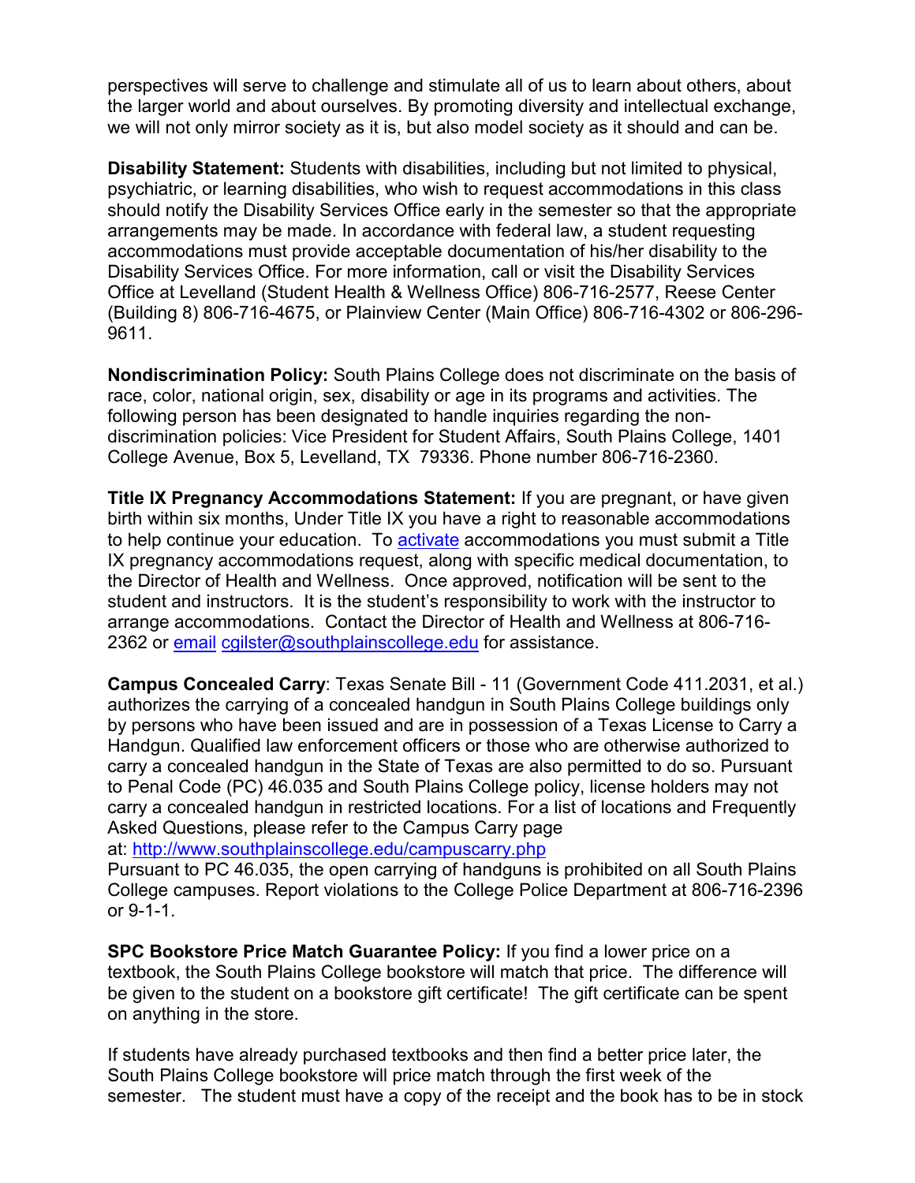perspectives will serve to challenge and stimulate all of us to learn about others, about the larger world and about ourselves. By promoting diversity and intellectual exchange, we will not only mirror society as it is, but also model society as it should and can be.

**Disability Statement:** Students with disabilities, including but not limited to physical, psychiatric, or learning disabilities, who wish to request accommodations in this class should notify the Disability Services Office early in the semester so that the appropriate arrangements may be made. In accordance with federal law, a student requesting accommodations must provide acceptable documentation of his/her disability to the Disability Services Office. For more information, call or visit the Disability Services Office at Levelland (Student Health & Wellness Office) 806-716-2577, Reese Center (Building 8) 806-716-4675, or Plainview Center (Main Office) 806-716-4302 or 806-296-9611.

**Nondiscrimination Policy:** South Plains College does not discriminate on the basis of race, color, national origin, sex, disability or age in its programs and activities. The following person has been designated to handle inquiries regarding the non-discrimination policies: Vice President for Student Affairs, South Plains College, 1401 College Avenue, Box 5, Levelland, TX 79336. Phone number 806-716-2360.

**Title IX Pregnancy Accommodations Statement:** If you are pregnant, or have given birth within six months, Under Title IX you have a right to reasonable accommodations to help continue your education. To activate accommodations you must submit a Title IX pregnancy accommodations request, along with specific medical documentation, to the Director of Health and Wellness. Once approved, notification will be sent to the student and instructors. It is the student's responsibility to work with the instructor to arrange accommodations. Contact the Director of Health and Wellness at 806-716-2362 or email cgilster@southplainscollege.edu for assistance.

**Campus Concealed Carry**: Texas Senate Bill - 11 (Government Code 411.2031, et al.) authorizes the carrying of a concealed handgun in South Plains College buildings only by persons who have been issued and are in possession of a Texas License to Carry a Handgun. Qualified law enforcement officers or those who are otherwise authorized to carry a concealed handgun in the State of Texas are also permitted to do so. Pursuant to Penal Code (PC) 46.035 and South Plains College policy, license holders may not carry a concealed handgun in restricted locations. For a list of locations and Frequently Asked Questions, please refer to the Campus Carry page at: http://www.southplainscollege.edu/campuscarry.php
Pursuant to PC 46.035, the open carrying of handguns is prohibited on all South Plains College campuses. Report violations to the College Police Department at 806-716-2396 or 9-1-1.

**SPC Bookstore Price Match Guarantee Policy:** If you find a lower price on a textbook, the South Plains College bookstore will match that price. The difference will be given to the student on a bookstore gift certificate! The gift certificate can be spent on anything in the store.

If students have already purchased textbooks and then find a better price later, the South Plains College bookstore will price match through the first week of the semester. The student must have a copy of the receipt and the book has to be in stock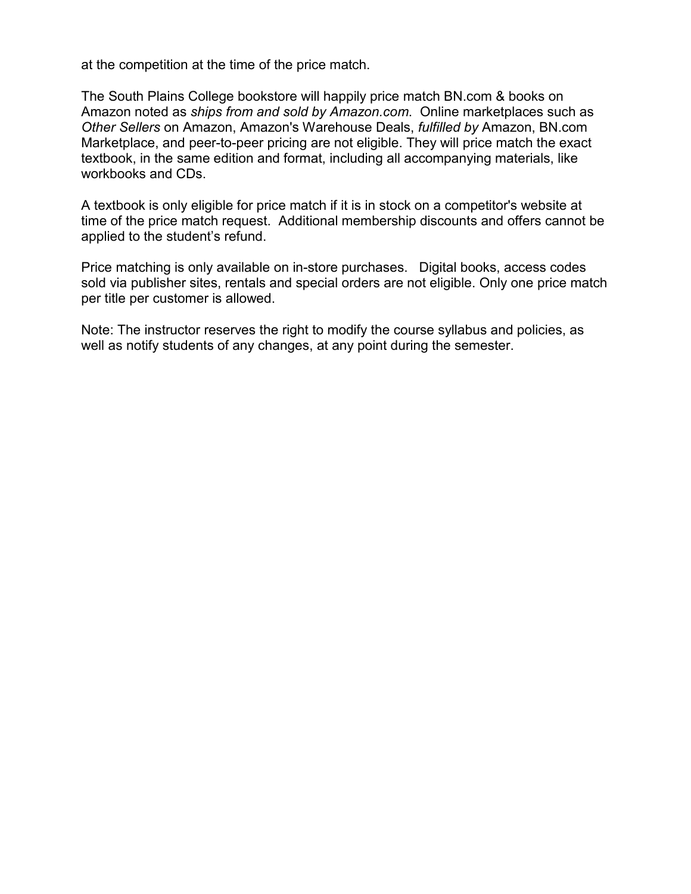at the competition at the time of the price match.

The South Plains College bookstore will happily price match BN.com & books on Amazon noted as *ships from and sold by Amazon.com*. Online marketplaces such as *Other Sellers* on Amazon, Amazon's Warehouse Deals, *fulfilled by* Amazon, BN.com Marketplace, and peer-to-peer pricing are not eligible. They will price match the exact textbook, in the same edition and format, including all accompanying materials, like workbooks and CDs.

A textbook is only eligible for price match if it is in stock on a competitor's website at time of the price match request. Additional membership discounts and offers cannot be applied to the student's refund.

Price matching is only available on in-store purchases. Digital books, access codes sold via publisher sites, rentals and special orders are not eligible. Only one price match per title per customer is allowed.

Note: The instructor reserves the right to modify the course syllabus and policies, as well as notify students of any changes, at any point during the semester.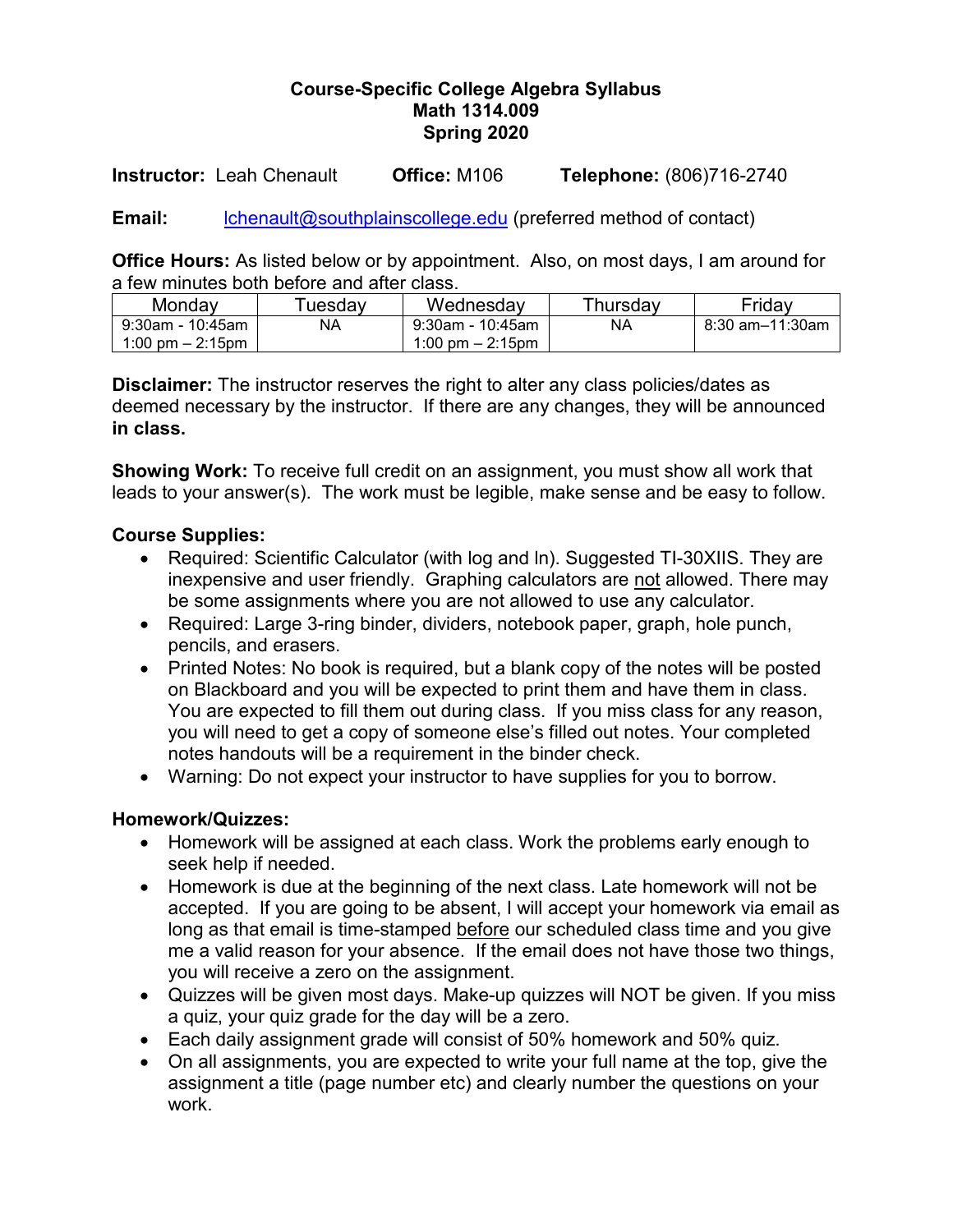# Course-Specific College Algebra Syllabus
# Math 1314.009
# Spring 2020

**Instructor:** Leah Chenault **Office:** M106 **Telephone:** (806)716-2740

**Email:** lchenault@southplainscollege.edu (preferred method of contact)

**Office Hours:** As listed below or by appointment. Also, on most days, I am around for a few minutes both before and after class.

| Monday | Tuesday | Wednesday | Thursday | Friday |
|---|---|---|---|---|
| 9:30am - 10:45am<br>1:00 pm – 2:15pm | NA | 9:30am - 10:45am<br>1:00 pm – 2:15pm | NA | 8:30 am–11:30am |

**Disclaimer:** The instructor reserves the right to alter any class policies/dates as deemed necessary by the instructor. If there are any changes, they will be announced **in class.**

**Showing Work:** To receive full credit on an assignment, you must show all work that leads to your answer(s). The work must be legible, make sense and be easy to follow.

**Course Supplies:**

- Required: Scientific Calculator (with log and ln). Suggested TI-30XIIS. They are inexpensive and user friendly. Graphing calculators are not allowed. There may be some assignments where you are not allowed to use any calculator.
- Required: Large 3-ring binder, dividers, notebook paper, graph, hole punch, pencils, and erasers.
- Printed Notes: No book is required, but a blank copy of the notes will be posted on Blackboard and you will be expected to print them and have them in class. You are expected to fill them out during class. If you miss class for any reason, you will need to get a copy of someone else's filled out notes. Your completed notes handouts will be a requirement in the binder check.
- Warning: Do not expect your instructor to have supplies for you to borrow.

**Homework/Quizzes:**

- Homework will be assigned at each class. Work the problems early enough to seek help if needed.
- Homework is due at the beginning of the next class. Late homework will not be accepted. If you are going to be absent, I will accept your homework via email as long as that email is time-stamped before our scheduled class time and you give me a valid reason for your absence. If the email does not have those two things, you will receive a zero on the assignment.
- Quizzes will be given most days. Make-up quizzes will NOT be given. If you miss a quiz, your quiz grade for the day will be a zero.
- Each daily assignment grade will consist of 50% homework and 50% quiz.
- On all assignments, you are expected to write your full name at the top, give the assignment a title (page number etc) and clearly number the questions on your work.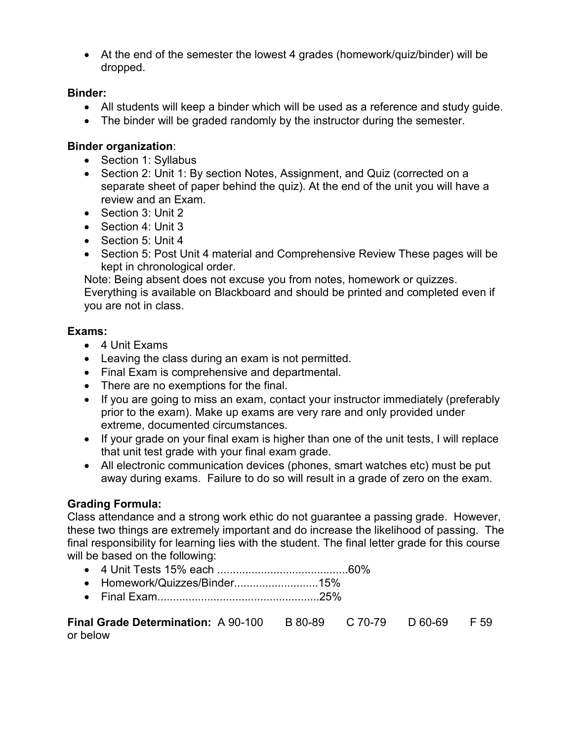- At the end of the semester the lowest 4 grades (homework/quiz/binder) will be dropped.

**Binder:**

- All students will keep a binder which will be used as a reference and study guide.
- The binder will be graded randomly by the instructor during the semester.

**Binder organization**:

- Section 1: Syllabus
- Section 2: Unit 1: By section Notes, Assignment, and Quiz (corrected on a separate sheet of paper behind the quiz). At the end of the unit you will have a review and an Exam.
- Section 3: Unit 2
- Section 4: Unit 3
- Section 5: Unit 4
- Section 5: Post Unit 4 material and Comprehensive Review These pages will be kept in chronological order.

Note: Being absent does not excuse you from notes, homework or quizzes. Everything is available on Blackboard and should be printed and completed even if you are not in class.

**Exams:**

- 4 Unit Exams
- Leaving the class during an exam is not permitted.
- Final Exam is comprehensive and departmental.
- There are no exemptions for the final.
- If you are going to miss an exam, contact your instructor immediately (preferably prior to the exam). Make up exams are very rare and only provided under extreme, documented circumstances.
- If your grade on your final exam is higher than one of the unit tests, I will replace that unit test grade with your final exam grade.
- All electronic communication devices (phones, smart watches etc) must be put away during exams. Failure to do so will result in a grade of zero on the exam.

**Grading Formula:**

Class attendance and a strong work ethic do not guarantee a passing grade. However, these two things are extremely important and do increase the likelihood of passing. The final responsibility for learning lies with the student. The final letter grade for this course will be based on the following:

- 4 Unit Tests 15% each .........................................60%
- Homework/Quizzes/Binder...........................15%
- Final Exam...................................................25%

**Final Grade Determination:** A 90-100 B 80-89 C 70-79 D 60-69 F 59 or below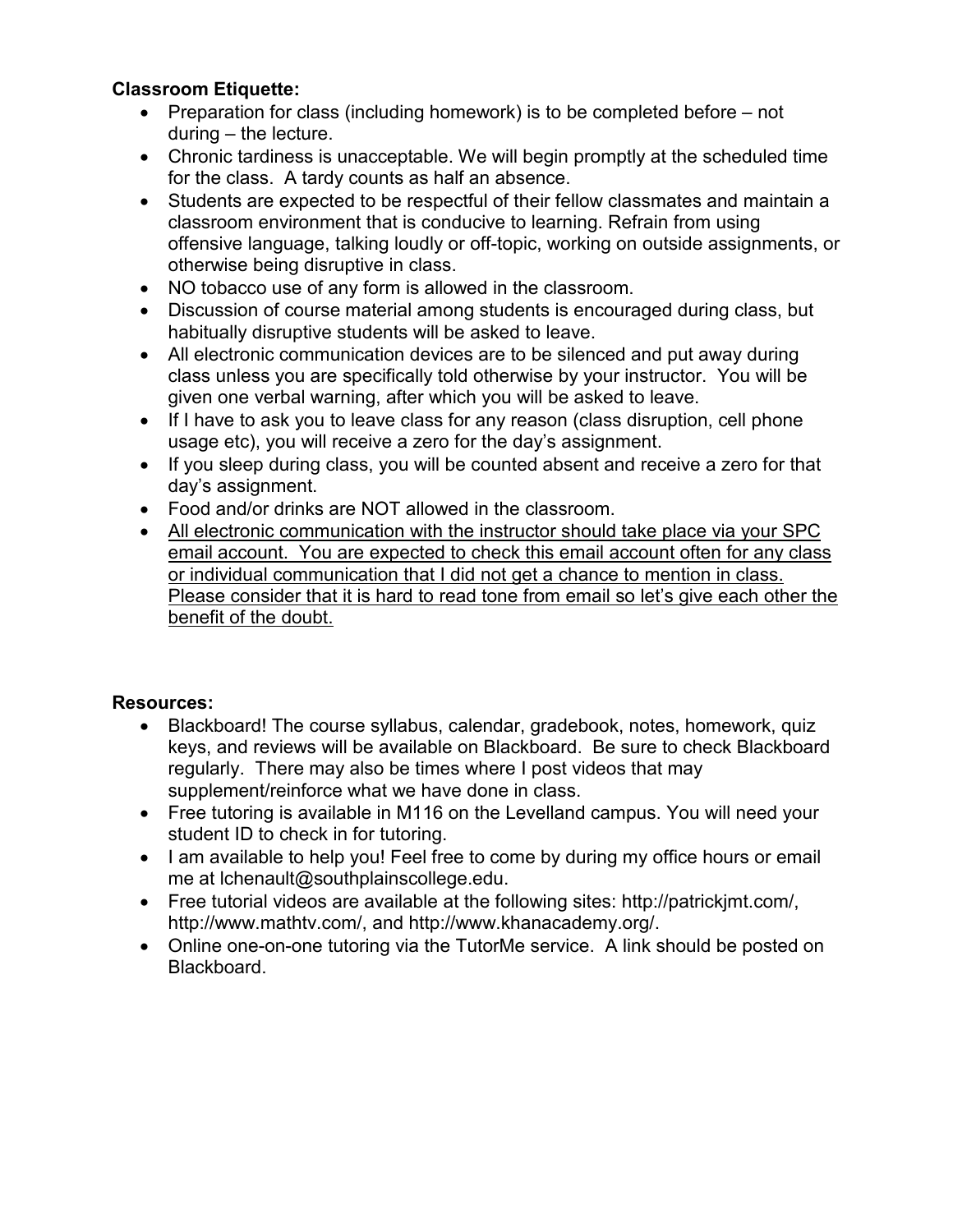**Classroom Etiquette:**

- Preparation for class (including homework) is to be completed before – not during – the lecture.
- Chronic tardiness is unacceptable. We will begin promptly at the scheduled time for the class. A tardy counts as half an absence.
- Students are expected to be respectful of their fellow classmates and maintain a classroom environment that is conducive to learning. Refrain from using offensive language, talking loudly or off-topic, working on outside assignments, or otherwise being disruptive in class.
- NO tobacco use of any form is allowed in the classroom.
- Discussion of course material among students is encouraged during class, but habitually disruptive students will be asked to leave.
- All electronic communication devices are to be silenced and put away during class unless you are specifically told otherwise by your instructor. You will be given one verbal warning, after which you will be asked to leave.
- If I have to ask you to leave class for any reason (class disruption, cell phone usage etc), you will receive a zero for the day's assignment.
- If you sleep during class, you will be counted absent and receive a zero for that day's assignment.
- Food and/or drinks are NOT allowed in the classroom.
- <u>All electronic communication with the instructor should take place via your SPC email account. You are expected to check this email account often for any class or individual communication that I did not get a chance to mention in class. Please consider that it is hard to read tone from email so let's give each other the benefit of the doubt.</u>

**Resources:**

- Blackboard! The course syllabus, calendar, gradebook, notes, homework, quiz keys, and reviews will be available on Blackboard. Be sure to check Blackboard regularly. There may also be times where I post videos that may supplement/reinforce what we have done in class.
- Free tutoring is available in M116 on the Levelland campus. You will need your student ID to check in for tutoring.
- I am available to help you! Feel free to come by during my office hours or email me at lchenault@southplainscollege.edu.
- Free tutorial videos are available at the following sites: http://patrickjmt.com/, http://www.mathtv.com/, and http://www.khanacademy.org/.
- Online one-on-one tutoring via the TutorMe service. A link should be posted on Blackboard.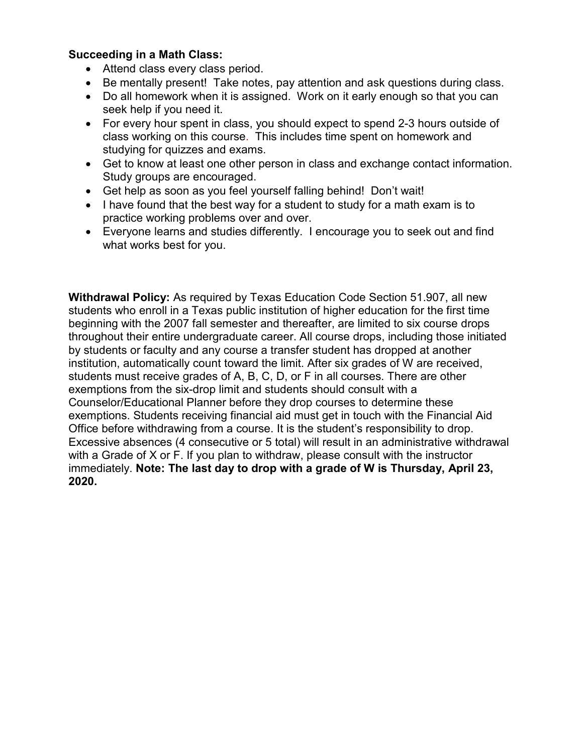**Succeeding in a Math Class:**

- Attend class every class period.
- Be mentally present! Take notes, pay attention and ask questions during class.
- Do all homework when it is assigned. Work on it early enough so that you can seek help if you need it.
- For every hour spent in class, you should expect to spend 2-3 hours outside of class working on this course. This includes time spent on homework and studying for quizzes and exams.
- Get to know at least one other person in class and exchange contact information. Study groups are encouraged.
- Get help as soon as you feel yourself falling behind! Don't wait!
- I have found that the best way for a student to study for a math exam is to practice working problems over and over.
- Everyone learns and studies differently. I encourage you to seek out and find what works best for you.

**Withdrawal Policy:** As required by Texas Education Code Section 51.907, all new students who enroll in a Texas public institution of higher education for the first time beginning with the 2007 fall semester and thereafter, are limited to six course drops throughout their entire undergraduate career. All course drops, including those initiated by students or faculty and any course a transfer student has dropped at another institution, automatically count toward the limit. After six grades of W are received, students must receive grades of A, B, C, D, or F in all courses. There are other exemptions from the six-drop limit and students should consult with a Counselor/Educational Planner before they drop courses to determine these exemptions. Students receiving financial aid must get in touch with the Financial Aid Office before withdrawing from a course. It is the student's responsibility to drop. Excessive absences (4 consecutive or 5 total) will result in an administrative withdrawal with a Grade of X or F. If you plan to withdraw, please consult with the instructor immediately. **Note: The last day to drop with a grade of W is Thursday, April 23, 2020.**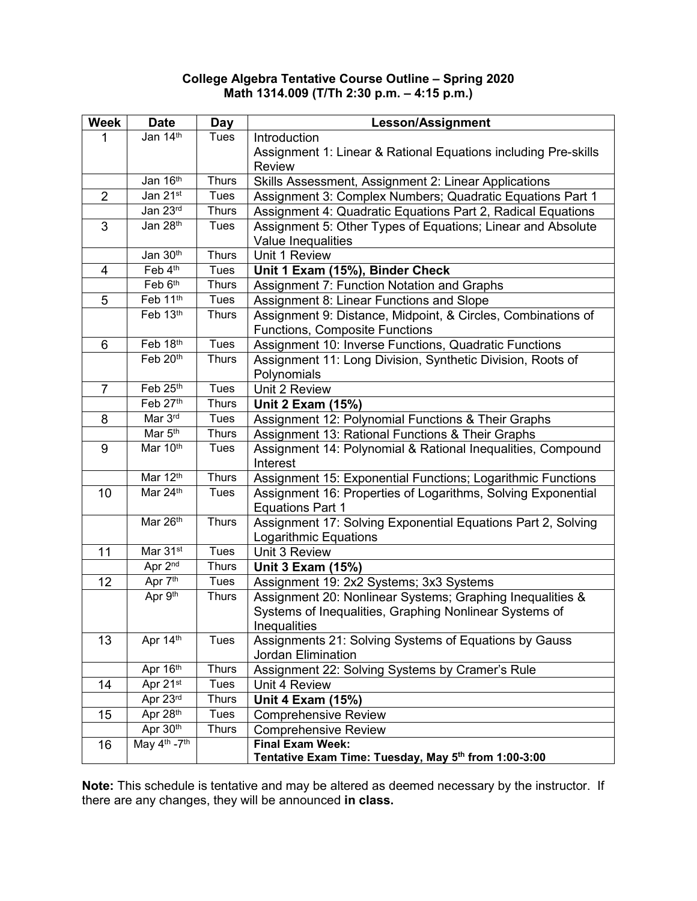**College Algebra Tentative Course Outline – Spring 2020**
**Math 1314.009 (T/Th 2:30 p.m. – 4:15 p.m.)**

| Week | Date | Day | Lesson/Assignment |
|---|---|---|---|
| 1 | Jan 14th | Tues | Introduction<br>Assignment 1: Linear & Rational Equations including Pre-skills Review |
| | Jan 16th | Thurs | Skills Assessment, Assignment 2: Linear Applications |
| 2 | Jan 21st | Tues | Assignment 3: Complex Numbers; Quadratic Equations Part 1 |
| | Jan 23rd | Thurs | Assignment 4: Quadratic Equations Part 2, Radical Equations |
| 3 | Jan 28th | Tues | Assignment 5: Other Types of Equations; Linear and Absolute Value Inequalities |
| | Jan 30th | Thurs | Unit 1 Review |
| 4 | Feb 4th | Tues | **Unit 1 Exam (15%), Binder Check** |
| | Feb 6th | Thurs | Assignment 7: Function Notation and Graphs |
| 5 | Feb 11th | Tues | Assignment 8: Linear Functions and Slope |
| | Feb 13th | Thurs | Assignment 9: Distance, Midpoint, & Circles, Combinations of Functions, Composite Functions |
| 6 | Feb 18th | Tues | Assignment 10: Inverse Functions, Quadratic Functions |
| | Feb 20th | Thurs | Assignment 11: Long Division, Synthetic Division, Roots of Polynomials |
| 7 | Feb 25th | Tues | Unit 2 Review |
| | Feb 27th | Thurs | **Unit 2 Exam (15%)** |
| 8 | Mar 3rd | Tues | Assignment 12: Polynomial Functions & Their Graphs |
| | Mar 5th | Thurs | Assignment 13: Rational Functions & Their Graphs |
| 9 | Mar 10th | Tues | Assignment 14: Polynomial & Rational Inequalities, Compound Interest |
| | Mar 12th | Thurs | Assignment 15: Exponential Functions; Logarithmic Functions |
| 10 | Mar 24th | Tues | Assignment 16: Properties of Logarithms, Solving Exponential Equations Part 1 |
| | Mar 26th | Thurs | Assignment 17: Solving Exponential Equations Part 2, Solving Logarithmic Equations |
| 11 | Mar 31st | Tues | Unit 3 Review |
| | Apr 2nd | Thurs | **Unit 3 Exam (15%)** |
| 12 | Apr 7th | Tues | Assignment 19: 2x2 Systems; 3x3 Systems |
| | Apr 9th | Thurs | Assignment 20: Nonlinear Systems; Graphing Inequalities & Systems of Inequalities, Graphing Nonlinear Systems of Inequalities |
| 13 | Apr 14th | Tues | Assignments 21: Solving Systems of Equations by Gauss Jordan Elimination |
| | Apr 16th | Thurs | Assignment 22: Solving Systems by Cramer's Rule |
| 14 | Apr 21st | Tues | Unit 4 Review |
| | Apr 23rd | Thurs | **Unit 4 Exam (15%)** |
| 15 | Apr 28th | Tues | Comprehensive Review |
| | Apr 30th | Thurs | Comprehensive Review |
| 16 | May 4th -7th | | **Final Exam Week:**<br>**Tentative Exam Time: Tuesday, May 5th from 1:00-3:00** |

**Note:** This schedule is tentative and may be altered as deemed necessary by the instructor. If there are any changes, they will be announced **in class.**